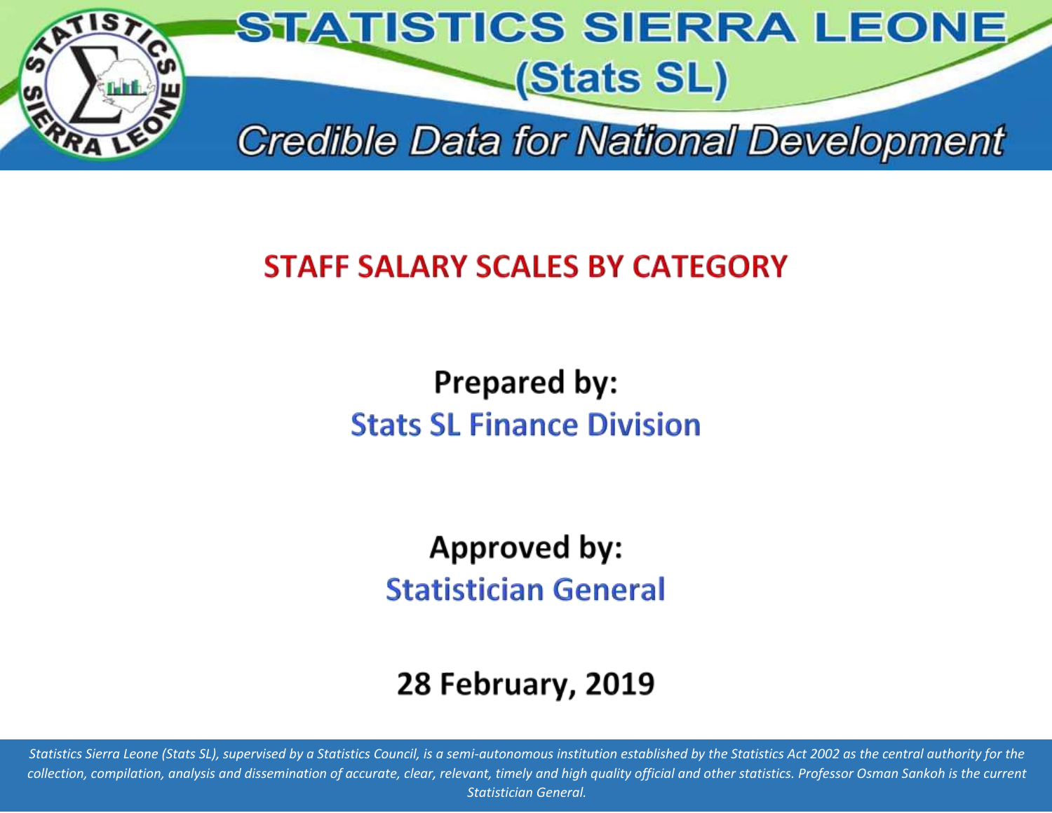# STATISTICS SIERRA LEONE

## (Stats SL)

*Credible Data for National Development*

## STAFF SALARY SCALES BY CATEGORY

**Prepared by:**
**Stats SL Finance Division**

**Approved by:**
**Statistician General**

**28 February, 2019**

*Statistics Sierra Leone (Stats SL), supervised by a Statistics Council, is a semi-autonomous institution established by the Statistics Act 2002 as the central authority for the collection, compilation, analysis and dissemination of accurate, clear, relevant, timely and high quality official and other statistics. Professor Osman Sankoh is the current Statistician General.*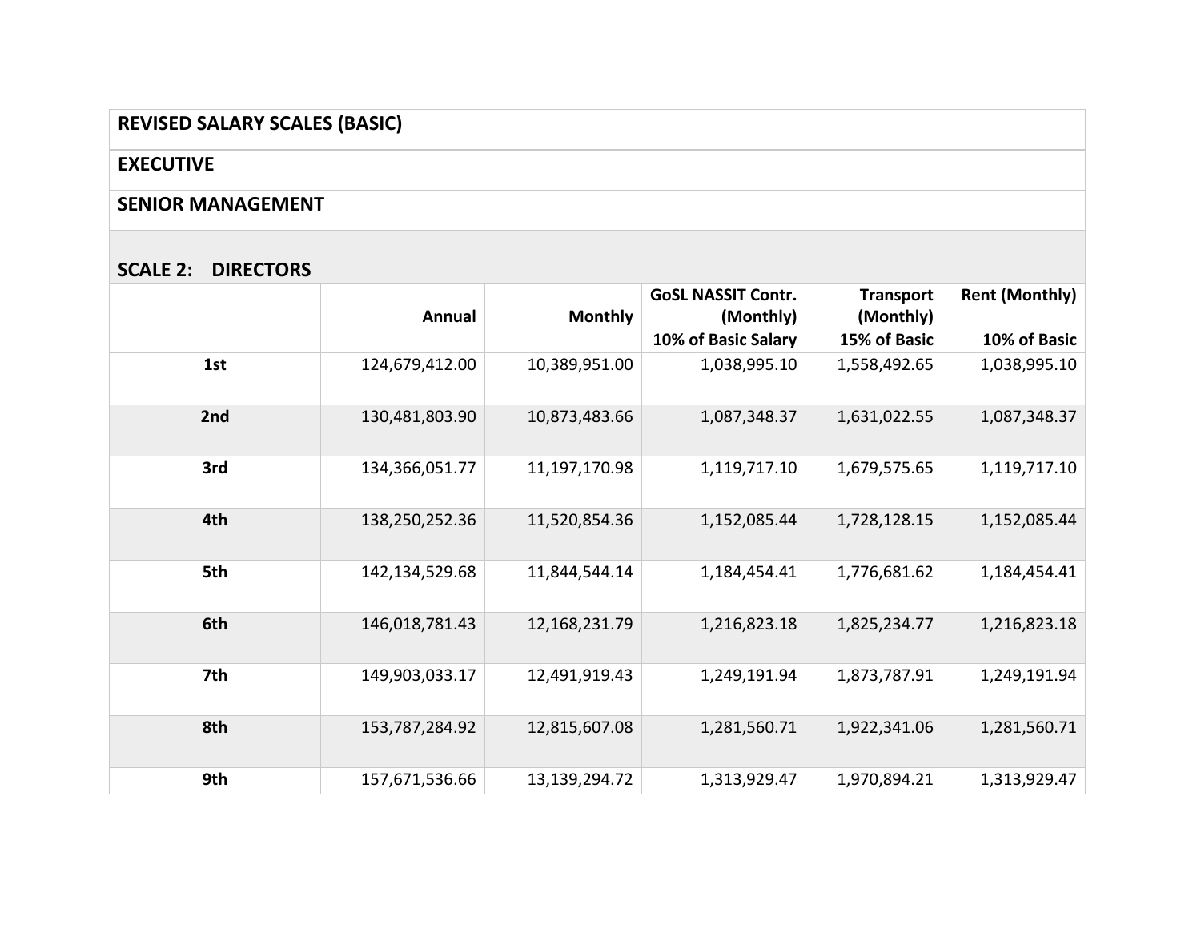## REVISED SALARY SCALES (BASIC)

## EXECUTIVE

## SENIOR MANAGEMENT

### SCALE 2: DIRECTORS

| | Annual | Monthly | GoSL NASSIT Contr. (Monthly) | Transport (Monthly) | Rent (Monthly) |
|---|---|---|---|---|---|
| | | | 10% of Basic Salary | 15% of Basic | 10% of Basic |
| 1st | 124,679,412.00 | 10,389,951.00 | 1,038,995.10 | 1,558,492.65 | 1,038,995.10 |
| 2nd | 130,481,803.90 | 10,873,483.66 | 1,087,348.37 | 1,631,022.55 | 1,087,348.37 |
| 3rd | 134,366,051.77 | 11,197,170.98 | 1,119,717.10 | 1,679,575.65 | 1,119,717.10 |
| 4th | 138,250,252.36 | 11,520,854.36 | 1,152,085.44 | 1,728,128.15 | 1,152,085.44 |
| 5th | 142,134,529.68 | 11,844,544.14 | 1,184,454.41 | 1,776,681.62 | 1,184,454.41 |
| 6th | 146,018,781.43 | 12,168,231.79 | 1,216,823.18 | 1,825,234.77 | 1,216,823.18 |
| 7th | 149,903,033.17 | 12,491,919.43 | 1,249,191.94 | 1,873,787.91 | 1,249,191.94 |
| 8th | 153,787,284.92 | 12,815,607.08 | 1,281,560.71 | 1,922,341.06 | 1,281,560.71 |
| 9th | 157,671,536.66 | 13,139,294.72 | 1,313,929.47 | 1,970,894.21 | 1,313,929.47 |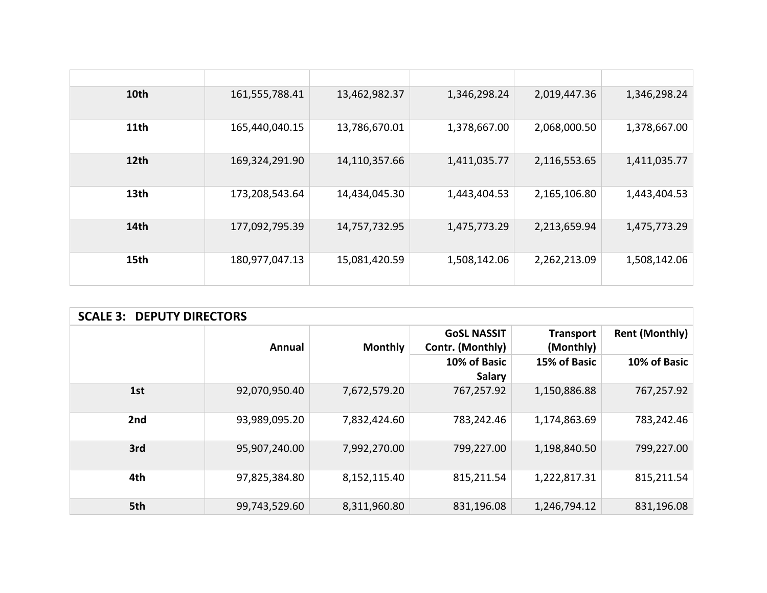| | | | | | |
|---|---|---|---|---|---|
| **10th** | 161,555,788.41 | 13,462,982.37 | 1,346,298.24 | 2,019,447.36 | 1,346,298.24 |
| **11th** | 165,440,040.15 | 13,786,670.01 | 1,378,667.00 | 2,068,000.50 | 1,378,667.00 |
| **12th** | 169,324,291.90 | 14,110,357.66 | 1,411,035.77 | 2,116,553.65 | 1,411,035.77 |
| **13th** | 173,208,543.64 | 14,434,045.30 | 1,443,404.53 | 2,165,106.80 | 1,443,404.53 |
| **14th** | 177,092,795.39 | 14,757,732.95 | 1,475,773.29 | 2,213,659.94 | 1,475,773.29 |
| **15th** | 180,977,047.13 | 15,081,420.59 | 1,508,142.06 | 2,262,213.09 | 1,508,142.06 |

**SCALE 3: DEPUTY DIRECTORS**

| | **Annual** | **Monthly** | **GoSL NASSIT Contr. (Monthly)** | **Transport (Monthly)** | **Rent (Monthly)** |
|---|---|---|---|---|---|
| | | | **10% of Basic Salary** | **15% of Basic** | **10% of Basic** |
| **1st** | 92,070,950.40 | 7,672,579.20 | 767,257.92 | 1,150,886.88 | 767,257.92 |
| **2nd** | 93,989,095.20 | 7,832,424.60 | 783,242.46 | 1,174,863.69 | 783,242.46 |
| **3rd** | 95,907,240.00 | 7,992,270.00 | 799,227.00 | 1,198,840.50 | 799,227.00 |
| **4th** | 97,825,384.80 | 8,152,115.40 | 815,211.54 | 1,222,817.31 | 815,211.54 |
| **5th** | 99,743,529.60 | 8,311,960.80 | 831,196.08 | 1,246,794.12 | 831,196.08 |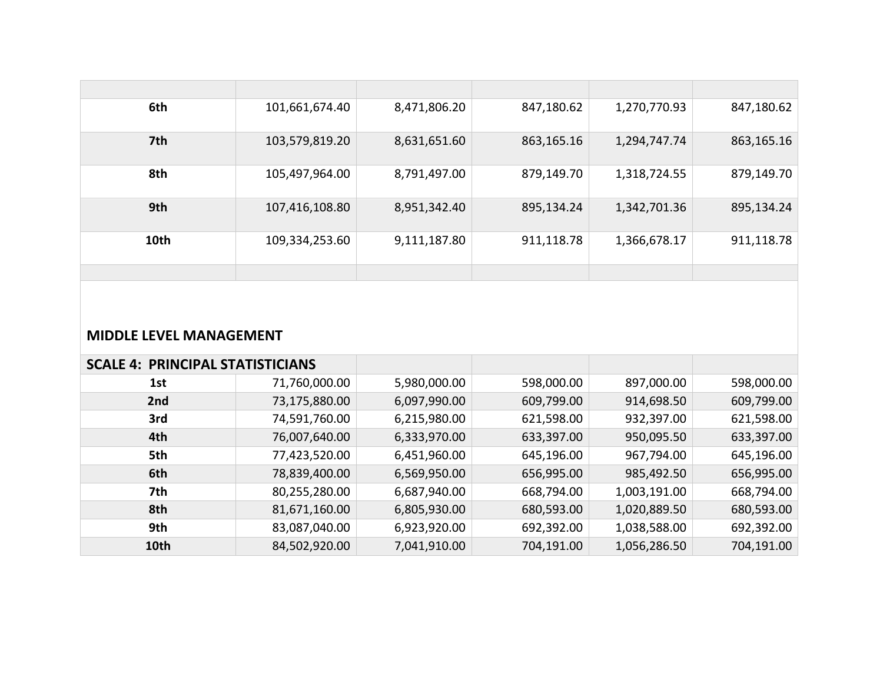| | | | | | |
|---|---|---|---|---|---|
| **6th** | 101,661,674.40 | 8,471,806.20 | 847,180.62 | 1,270,770.93 | 847,180.62 |
| **7th** | 103,579,819.20 | 8,631,651.60 | 863,165.16 | 1,294,747.74 | 863,165.16 |
| **8th** | 105,497,964.00 | 8,791,497.00 | 879,149.70 | 1,318,724.55 | 879,149.70 |
| **9th** | 107,416,108.80 | 8,951,342.40 | 895,134.24 | 1,342,701.36 | 895,134.24 |
| **10th** | 109,334,253.60 | 9,111,187.80 | 911,118.78 | 1,366,678.17 | 911,118.78 |
| | | | | | |

**MIDDLE LEVEL MANAGEMENT**

| **SCALE 4: PRINCIPAL STATISTICIANS** | | | | | |
|---|---|---|---|---|---|
| **1st** | 71,760,000.00 | 5,980,000.00 | 598,000.00 | 897,000.00 | 598,000.00 |
| **2nd** | 73,175,880.00 | 6,097,990.00 | 609,799.00 | 914,698.50 | 609,799.00 |
| **3rd** | 74,591,760.00 | 6,215,980.00 | 621,598.00 | 932,397.00 | 621,598.00 |
| **4th** | 76,007,640.00 | 6,333,970.00 | 633,397.00 | 950,095.50 | 633,397.00 |
| **5th** | 77,423,520.00 | 6,451,960.00 | 645,196.00 | 967,794.00 | 645,196.00 |
| **6th** | 78,839,400.00 | 6,569,950.00 | 656,995.00 | 985,492.50 | 656,995.00 |
| **7th** | 80,255,280.00 | 6,687,940.00 | 668,794.00 | 1,003,191.00 | 668,794.00 |
| **8th** | 81,671,160.00 | 6,805,930.00 | 680,593.00 | 1,020,889.50 | 680,593.00 |
| **9th** | 83,087,040.00 | 6,923,920.00 | 692,392.00 | 1,038,588.00 | 692,392.00 |
| **10th** | 84,502,920.00 | 7,041,910.00 | 704,191.00 | 1,056,286.50 | 704,191.00 |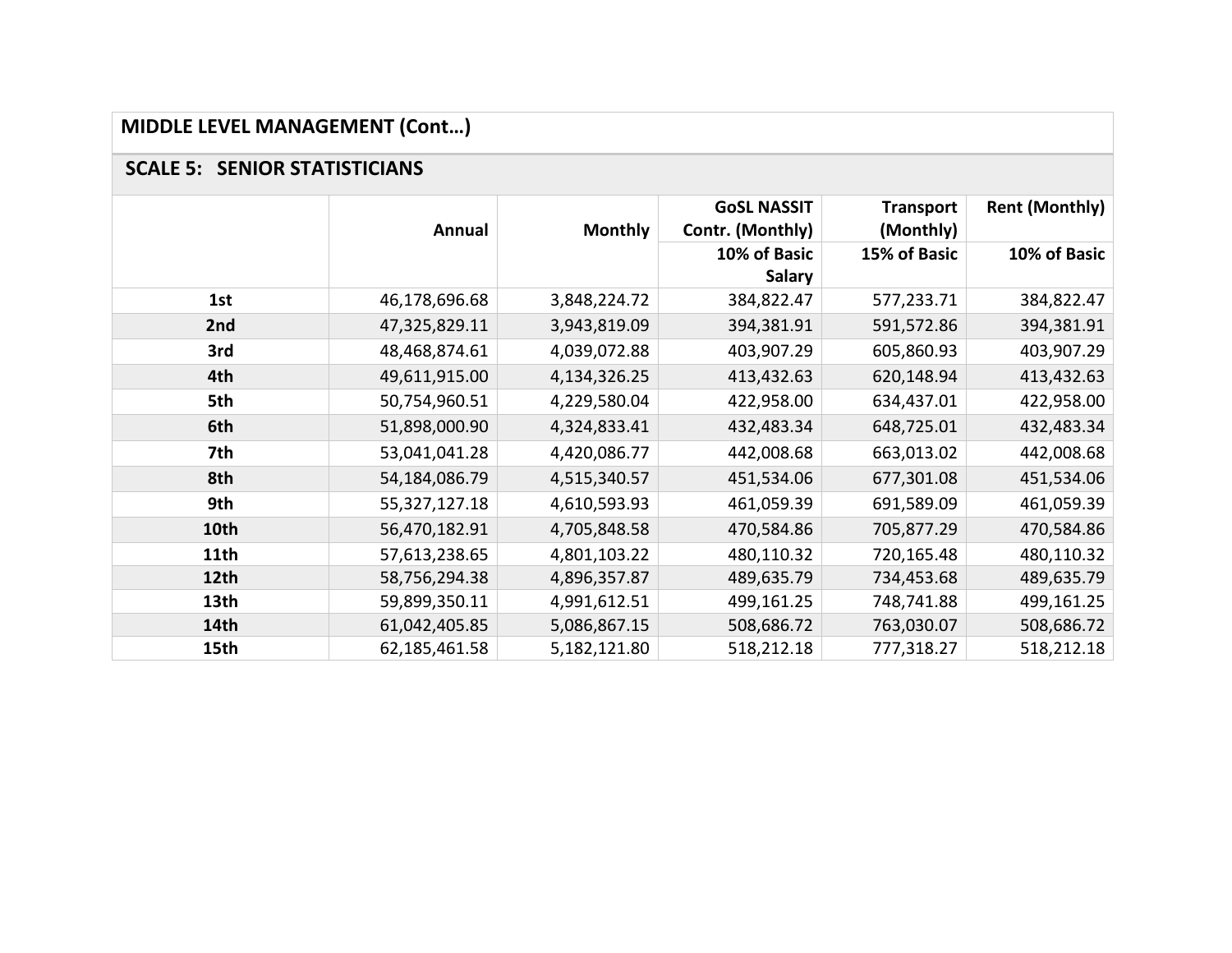## MIDDLE LEVEL MANAGEMENT (Cont…)

### SCALE 5: SENIOR STATISTICIANS

| | Annual | Monthly | GoSL NASSIT Contr. (Monthly) | Transport (Monthly) | Rent (Monthly) |
|---|---|---|---|---|---|
| | | | 10% of Basic Salary | 15% of Basic | 10% of Basic |
| **1st** | 46,178,696.68 | 3,848,224.72 | 384,822.47 | 577,233.71 | 384,822.47 |
| **2nd** | 47,325,829.11 | 3,943,819.09 | 394,381.91 | 591,572.86 | 394,381.91 |
| **3rd** | 48,468,874.61 | 4,039,072.88 | 403,907.29 | 605,860.93 | 403,907.29 |
| **4th** | 49,611,915.00 | 4,134,326.25 | 413,432.63 | 620,148.94 | 413,432.63 |
| **5th** | 50,754,960.51 | 4,229,580.04 | 422,958.00 | 634,437.01 | 422,958.00 |
| **6th** | 51,898,000.90 | 4,324,833.41 | 432,483.34 | 648,725.01 | 432,483.34 |
| **7th** | 53,041,041.28 | 4,420,086.77 | 442,008.68 | 663,013.02 | 442,008.68 |
| **8th** | 54,184,086.79 | 4,515,340.57 | 451,534.06 | 677,301.08 | 451,534.06 |
| **9th** | 55,327,127.18 | 4,610,593.93 | 461,059.39 | 691,589.09 | 461,059.39 |
| **10th** | 56,470,182.91 | 4,705,848.58 | 470,584.86 | 705,877.29 | 470,584.86 |
| **11th** | 57,613,238.65 | 4,801,103.22 | 480,110.32 | 720,165.48 | 480,110.32 |
| **12th** | 58,756,294.38 | 4,896,357.87 | 489,635.79 | 734,453.68 | 489,635.79 |
| **13th** | 59,899,350.11 | 4,991,612.51 | 499,161.25 | 748,741.88 | 499,161.25 |
| **14th** | 61,042,405.85 | 5,086,867.15 | 508,686.72 | 763,030.07 | 508,686.72 |
| **15th** | 62,185,461.58 | 5,182,121.80 | 518,212.18 | 777,318.27 | 518,212.18 |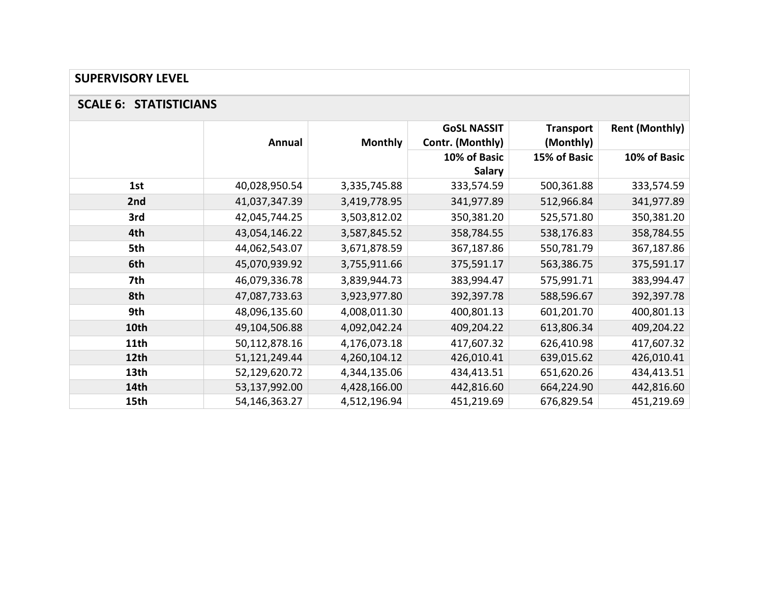## SUPERVISORY LEVEL

### SCALE 6: STATISTICIANS

| | Annual | Monthly | GoSL NASSIT Contr. (Monthly) | Transport (Monthly) | Rent (Monthly) |
|---|---|---|---|---|---|
| | | | 10% of Basic Salary | 15% of Basic | 10% of Basic |
| **1st** | 40,028,950.54 | 3,335,745.88 | 333,574.59 | 500,361.88 | 333,574.59 |
| **2nd** | 41,037,347.39 | 3,419,778.95 | 341,977.89 | 512,966.84 | 341,977.89 |
| **3rd** | 42,045,744.25 | 3,503,812.02 | 350,381.20 | 525,571.80 | 350,381.20 |
| **4th** | 43,054,146.22 | 3,587,845.52 | 358,784.55 | 538,176.83 | 358,784.55 |
| **5th** | 44,062,543.07 | 3,671,878.59 | 367,187.86 | 550,781.79 | 367,187.86 |
| **6th** | 45,070,939.92 | 3,755,911.66 | 375,591.17 | 563,386.75 | 375,591.17 |
| **7th** | 46,079,336.78 | 3,839,944.73 | 383,994.47 | 575,991.71 | 383,994.47 |
| **8th** | 47,087,733.63 | 3,923,977.80 | 392,397.78 | 588,596.67 | 392,397.78 |
| **9th** | 48,096,135.60 | 4,008,011.30 | 400,801.13 | 601,201.70 | 400,801.13 |
| **10th** | 49,104,506.88 | 4,092,042.24 | 409,204.22 | 613,806.34 | 409,204.22 |
| **11th** | 50,112,878.16 | 4,176,073.18 | 417,607.32 | 626,410.98 | 417,607.32 |
| **12th** | 51,121,249.44 | 4,260,104.12 | 426,010.41 | 639,015.62 | 426,010.41 |
| **13th** | 52,129,620.72 | 4,344,135.06 | 434,413.51 | 651,620.26 | 434,413.51 |
| **14th** | 53,137,992.00 | 4,428,166.00 | 442,816.60 | 664,224.90 | 442,816.60 |
| **15th** | 54,146,363.27 | 4,512,196.94 | 451,219.69 | 676,829.54 | 451,219.69 |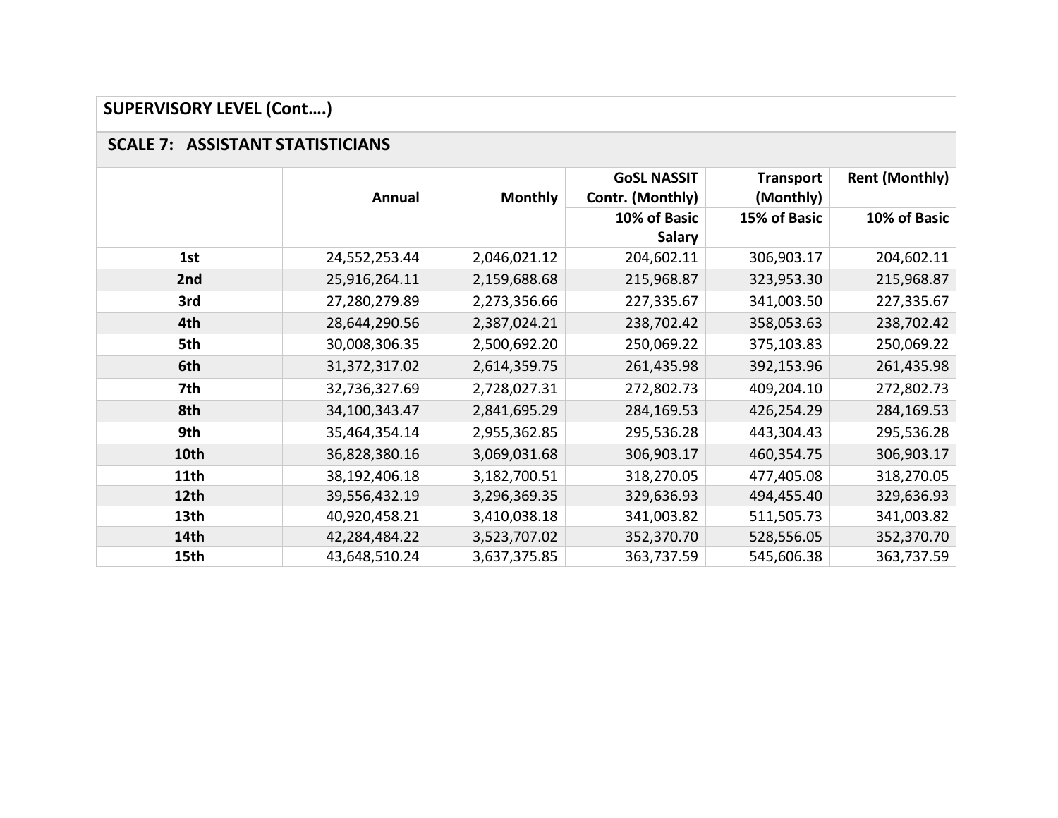## SUPERVISORY LEVEL (Cont….)

### SCALE 7: ASSISTANT STATISTICIANS

| | Annual | Monthly | GoSL NASSIT Contr. (Monthly) | Transport (Monthly) | Rent (Monthly) |
|---|---|---|---|---|---|
| | | | 10% of Basic Salary | 15% of Basic | 10% of Basic |
| **1st** | 24,552,253.44 | 2,046,021.12 | 204,602.11 | 306,903.17 | 204,602.11 |
| **2nd** | 25,916,264.11 | 2,159,688.68 | 215,968.87 | 323,953.30 | 215,968.87 |
| **3rd** | 27,280,279.89 | 2,273,356.66 | 227,335.67 | 341,003.50 | 227,335.67 |
| **4th** | 28,644,290.56 | 2,387,024.21 | 238,702.42 | 358,053.63 | 238,702.42 |
| **5th** | 30,008,306.35 | 2,500,692.20 | 250,069.22 | 375,103.83 | 250,069.22 |
| **6th** | 31,372,317.02 | 2,614,359.75 | 261,435.98 | 392,153.96 | 261,435.98 |
| **7th** | 32,736,327.69 | 2,728,027.31 | 272,802.73 | 409,204.10 | 272,802.73 |
| **8th** | 34,100,343.47 | 2,841,695.29 | 284,169.53 | 426,254.29 | 284,169.53 |
| **9th** | 35,464,354.14 | 2,955,362.85 | 295,536.28 | 443,304.43 | 295,536.28 |
| **10th** | 36,828,380.16 | 3,069,031.68 | 306,903.17 | 460,354.75 | 306,903.17 |
| **11th** | 38,192,406.18 | 3,182,700.51 | 318,270.05 | 477,405.08 | 318,270.05 |
| **12th** | 39,556,432.19 | 3,296,369.35 | 329,636.93 | 494,455.40 | 329,636.93 |
| **13th** | 40,920,458.21 | 3,410,038.18 | 341,003.82 | 511,505.73 | 341,003.82 |
| **14th** | 42,284,484.22 | 3,523,707.02 | 352,370.70 | 528,556.05 | 352,370.70 |
| **15th** | 43,648,510.24 | 3,637,375.85 | 363,737.59 | 545,606.38 | 363,737.59 |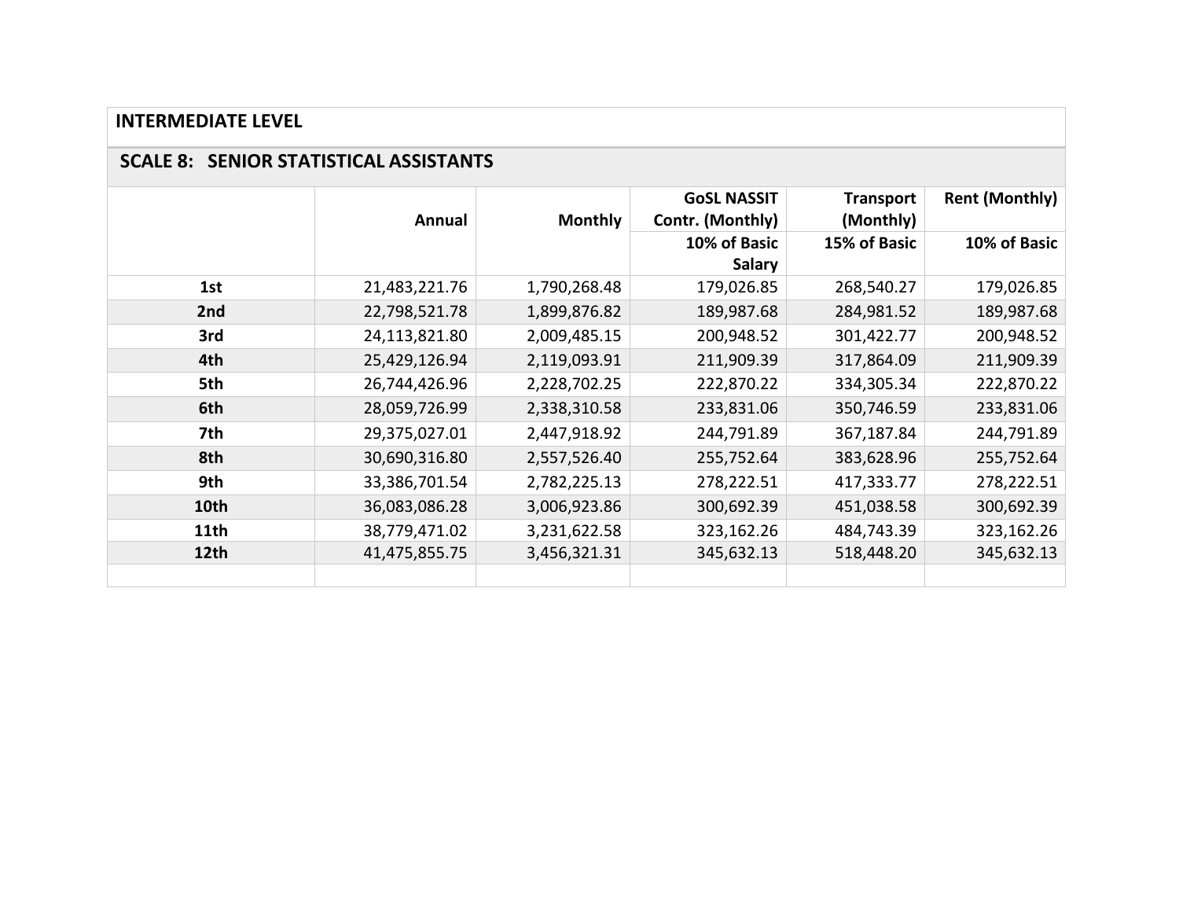## INTERMEDIATE LEVEL

### SCALE 8: SENIOR STATISTICAL ASSISTANTS

| | Annual | Monthly | GoSL NASSIT Contr. (Monthly) | Transport (Monthly) | Rent (Monthly) |
|---|---|---|---|---|---|
| | | | 10% of Basic Salary | 15% of Basic | 10% of Basic |
| **1st** | 21,483,221.76 | 1,790,268.48 | 179,026.85 | 268,540.27 | 179,026.85 |
| **2nd** | 22,798,521.78 | 1,899,876.82 | 189,987.68 | 284,981.52 | 189,987.68 |
| **3rd** | 24,113,821.80 | 2,009,485.15 | 200,948.52 | 301,422.77 | 200,948.52 |
| **4th** | 25,429,126.94 | 2,119,093.91 | 211,909.39 | 317,864.09 | 211,909.39 |
| **5th** | 26,744,426.96 | 2,228,702.25 | 222,870.22 | 334,305.34 | 222,870.22 |
| **6th** | 28,059,726.99 | 2,338,310.58 | 233,831.06 | 350,746.59 | 233,831.06 |
| **7th** | 29,375,027.01 | 2,447,918.92 | 244,791.89 | 367,187.84 | 244,791.89 |
| **8th** | 30,690,316.80 | 2,557,526.40 | 255,752.64 | 383,628.96 | 255,752.64 |
| **9th** | 33,386,701.54 | 2,782,225.13 | 278,222.51 | 417,333.77 | 278,222.51 |
| **10th** | 36,083,086.28 | 3,006,923.86 | 300,692.39 | 451,038.58 | 300,692.39 |
| **11th** | 38,779,471.02 | 3,231,622.58 | 323,162.26 | 484,743.39 | 323,162.26 |
| **12th** | 41,475,855.75 | 3,456,321.31 | 345,632.13 | 518,448.20 | 345,632.13 |
| | | | | | |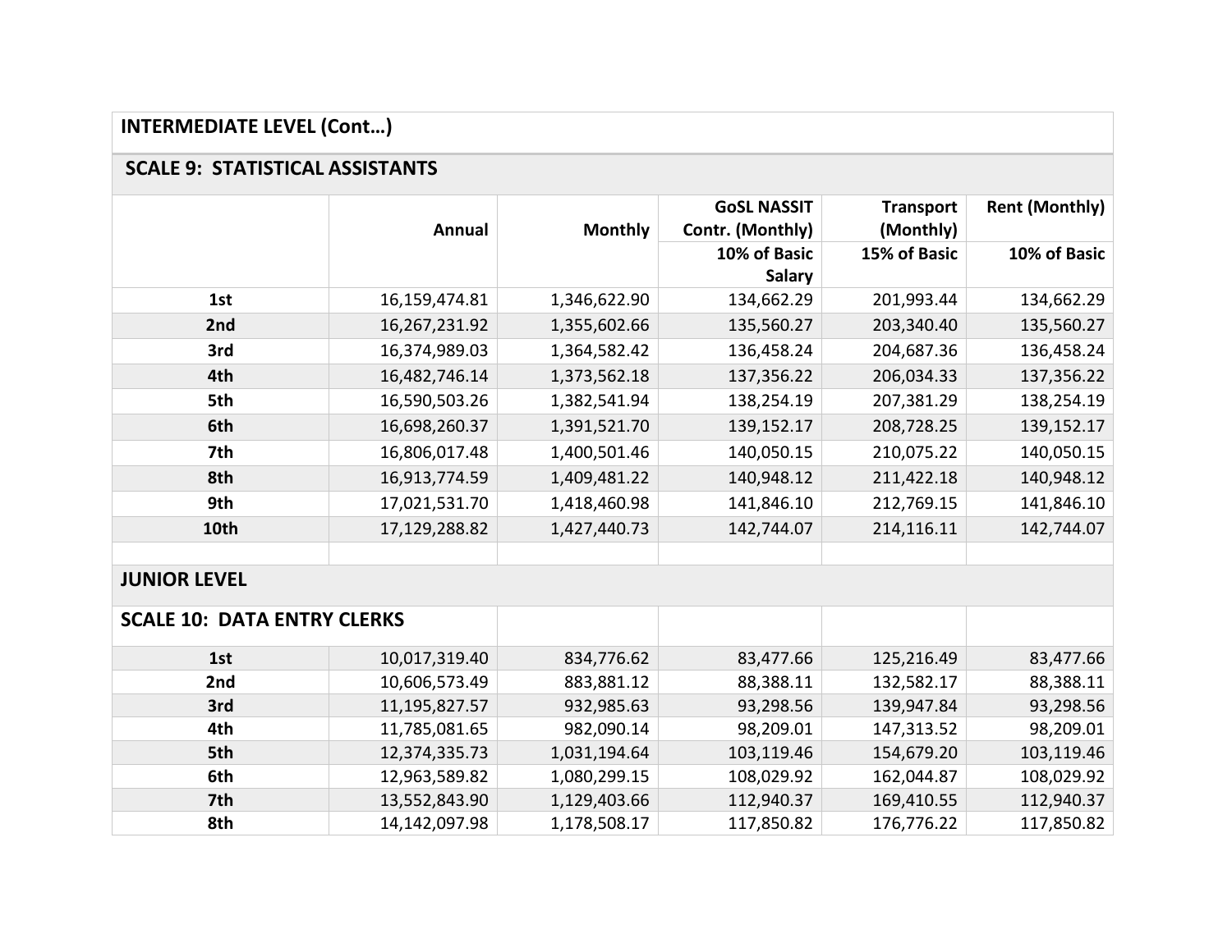| INTERMEDIATE LEVEL (Cont…) | | | | | |
|---|---|---|---|---|---|
| **SCALE 9: STATISTICAL ASSISTANTS** | | | | | |
| | **Annual** | **Monthly** | **GoSL NASSIT Contr. (Monthly)** | **Transport (Monthly)** | **Rent (Monthly)** |
| | | | **10% of Basic Salary** | **15% of Basic** | **10% of Basic** |
| **1st** | 16,159,474.81 | 1,346,622.90 | 134,662.29 | 201,993.44 | 134,662.29 |
| **2nd** | 16,267,231.92 | 1,355,602.66 | 135,560.27 | 203,340.40 | 135,560.27 |
| **3rd** | 16,374,989.03 | 1,364,582.42 | 136,458.24 | 204,687.36 | 136,458.24 |
| **4th** | 16,482,746.14 | 1,373,562.18 | 137,356.22 | 206,034.33 | 137,356.22 |
| **5th** | 16,590,503.26 | 1,382,541.94 | 138,254.19 | 207,381.29 | 138,254.19 |
| **6th** | 16,698,260.37 | 1,391,521.70 | 139,152.17 | 208,728.25 | 139,152.17 |
| **7th** | 16,806,017.48 | 1,400,501.46 | 140,050.15 | 210,075.22 | 140,050.15 |
| **8th** | 16,913,774.59 | 1,409,481.22 | 140,948.12 | 211,422.18 | 140,948.12 |
| **9th** | 17,021,531.70 | 1,418,460.98 | 141,846.10 | 212,769.15 | 141,846.10 |
| **10th** | 17,129,288.82 | 1,427,440.73 | 142,744.07 | 214,116.11 | 142,744.07 |
| | | | | | |
| **JUNIOR LEVEL** | | | | | |
| **SCALE 10: DATA ENTRY CLERKS** | | | | | |
| **1st** | 10,017,319.40 | 834,776.62 | 83,477.66 | 125,216.49 | 83,477.66 |
| **2nd** | 10,606,573.49 | 883,881.12 | 88,388.11 | 132,582.17 | 88,388.11 |
| **3rd** | 11,195,827.57 | 932,985.63 | 93,298.56 | 139,947.84 | 93,298.56 |
| **4th** | 11,785,081.65 | 982,090.14 | 98,209.01 | 147,313.52 | 98,209.01 |
| **5th** | 12,374,335.73 | 1,031,194.64 | 103,119.46 | 154,679.20 | 103,119.46 |
| **6th** | 12,963,589.82 | 1,080,299.15 | 108,029.92 | 162,044.87 | 108,029.92 |
| **7th** | 13,552,843.90 | 1,129,403.66 | 112,940.37 | 169,410.55 | 112,940.37 |
| **8th** | 14,142,097.98 | 1,178,508.17 | 117,850.82 | 176,776.22 | 117,850.82 |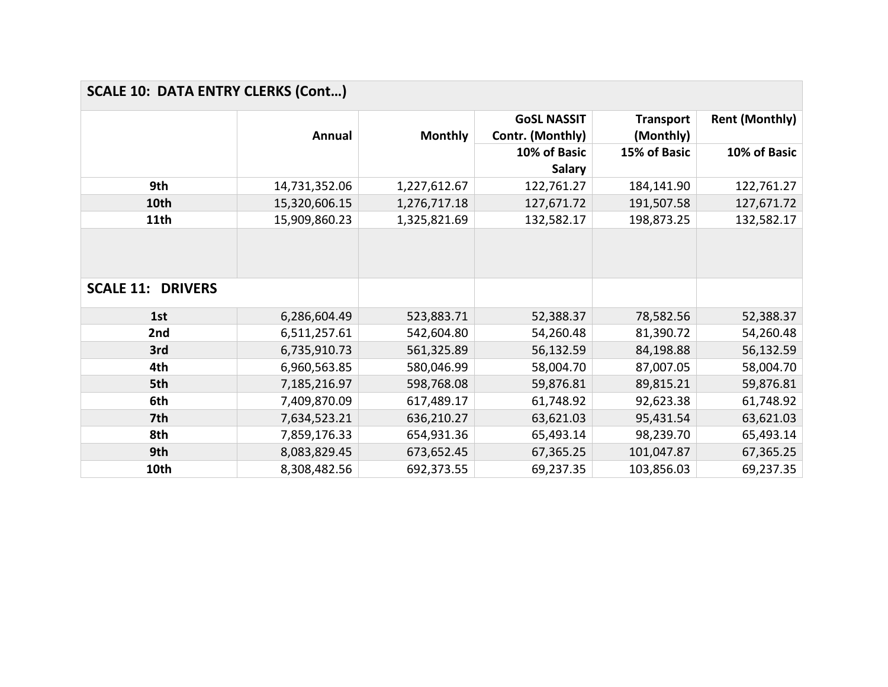| SCALE 10: DATA ENTRY CLERKS (Cont…) | | | | | |
| --- | --- | --- | --- | --- | --- |
| | Annual | Monthly | GoSL NASSIT Contr. (Monthly) | Transport (Monthly) | Rent (Monthly) |
| | | | 10% of Basic Salary | 15% of Basic | 10% of Basic |
| **9th** | 14,731,352.06 | 1,227,612.67 | 122,761.27 | 184,141.90 | 122,761.27 |
| **10th** | 15,320,606.15 | 1,276,717.18 | 127,671.72 | 191,507.58 | 127,671.72 |
| **11th** | 15,909,860.23 | 1,325,821.69 | 132,582.17 | 198,873.25 | 132,582.17 |
| | | | | | |
| **SCALE 11: DRIVERS** | | | | | |
| **1st** | 6,286,604.49 | 523,883.71 | 52,388.37 | 78,582.56 | 52,388.37 |
| **2nd** | 6,511,257.61 | 542,604.80 | 54,260.48 | 81,390.72 | 54,260.48 |
| **3rd** | 6,735,910.73 | 561,325.89 | 56,132.59 | 84,198.88 | 56,132.59 |
| **4th** | 6,960,563.85 | 580,046.99 | 58,004.70 | 87,007.05 | 58,004.70 |
| **5th** | 7,185,216.97 | 598,768.08 | 59,876.81 | 89,815.21 | 59,876.81 |
| **6th** | 7,409,870.09 | 617,489.17 | 61,748.92 | 92,623.38 | 61,748.92 |
| **7th** | 7,634,523.21 | 636,210.27 | 63,621.03 | 95,431.54 | 63,621.03 |
| **8th** | 7,859,176.33 | 654,931.36 | 65,493.14 | 98,239.70 | 65,493.14 |
| **9th** | 8,083,829.45 | 673,652.45 | 67,365.25 | 101,047.87 | 67,365.25 |
| **10th** | 8,308,482.56 | 692,373.55 | 69,237.35 | 103,856.03 | 69,237.35 |